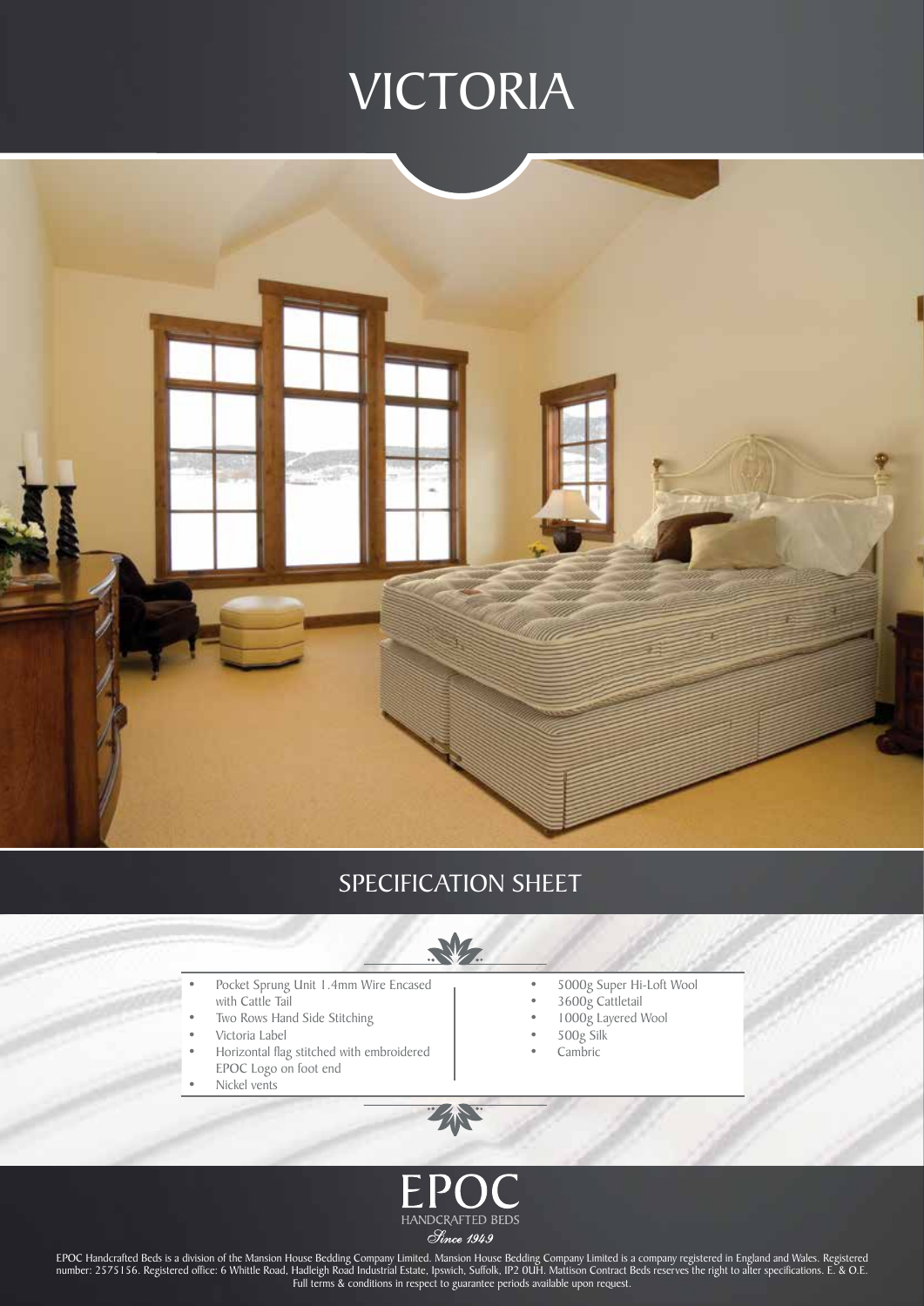# VICTORIA

## SPECIFICATION SHEET

- Pocket Sprung Unit 1.4mm Wire Encased with Cattle Tail
- Two Rows Hand Side Stitching
- Victoria Label
- Horizontal flag stitched with embroidered EPOC Logo on foot end
- Nickel vents

- 5000g Super Hi-Loft Wool
- 3600g Cattletail
- 1000g Layered Wool
- 500g Silk
- Cambric

EPOC
HANDCRAFTED BEDS
*Since 1949*

EPOC Handcrafted Beds is a division of the Mansion House Bedding Company Limited. Mansion House Bedding Company Limited is a company registered in England and Wales. Registered number: 2575156. Registered office: 6 Whittle Road, Hadleigh Road Industrial Estate, Ipswich, Suffolk, IP2 0UH. Mattison Contract Beds reserves the right to alter specifications. E. & O.E. Full terms & conditions in respect to guarantee periods available upon request.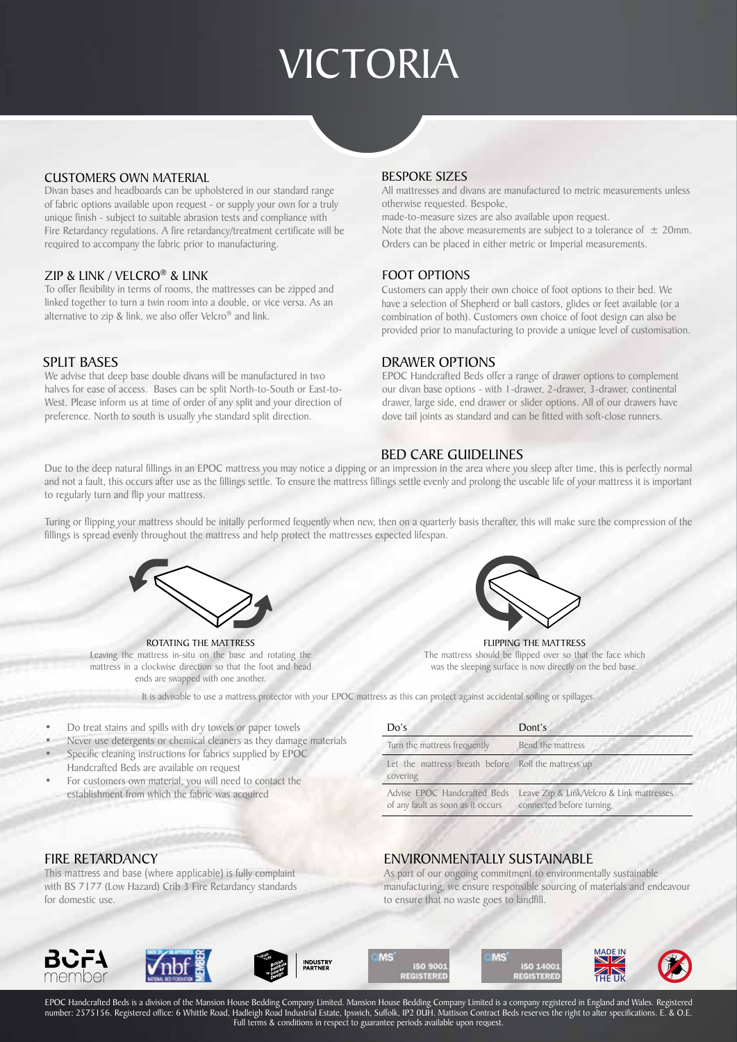# VICTORIA

## CUSTOMERS OWN MATERIAL

Divan bases and headboards can be upholstered in our standard range of fabric options available upon request - or supply your own for a truly unique finish - subject to suitable abrasion tests and compliance with Fire Retardancy regulations. A fire retardancy/treatment certificate will be required to accompany the fabric prior to manufacturing.

## ZIP & LINK / VELCRO® & LINK

To offer flexibility in terms of rooms, the mattresses can be zipped and linked together to turn a twin room into a double, or vice versa. As an alternative to zip & link, we also offer Velcro® and link.

## SPLIT BASES

We advise that deep base double divans will be manufactured in two halves for ease of access. Bases can be split North-to-South or East-to-West. Please inform us at time of order of any split and your direction of preference. North to south is usually yhe standard split direction.

## BESPOKE SIZES

All mattresses and divans are manufactured to metric measurements unless otherwise requested. Bespoke,
made-to-measure sizes are also available upon request.
Note that the above measurements are subject to a tolerance of ± 20mm.
Orders can be placed in either metric or Imperial measurements.

## FOOT OPTIONS

Customers can apply their own choice of foot options to their bed. We have a selection of Shepherd or ball castors, glides or feet available (or a combination of both). Customers own choice of foot design can also be provided prior to manufacturing to provide a unique level of customisation.

## DRAWER OPTIONS

EPOC Handcrafted Beds offer a range of drawer options to complement our divan base options - with 1-drawer, 2-drawer, 3-drawer, continental drawer, large side, end drawer or slider options. All of our drawers have dove tail joints as standard and can be fitted with soft-close runners.

## BED CARE GUIDELINES

Due to the deep natural fillings in an EPOC mattress you may notice a dipping or an impression in the area where you sleep after time, this is perfectly normal and not a fault, this occurs after use as the fillings settle. To ensure the mattress fillings settle evenly and prolong the useable life of your mattress it is important to regularly turn and flip your mattress.

Turing or flipping your mattress should be initally performed fequently when new, then on a quarterly basis therafter, this will make sure the compression of the fillings is spread evenly throughout the mattress and help protect the mattresses expected lifespan.

ROTATING THE MATTRESS
Leaving the mattress in-situ on the base and rotating the mattress in a clockwise direction so that the foot and head ends are swapped with one another.

FLIPPING THE MATTRESS
The mattress should be flipped over so that the face which was the sleeping surface is now directly on the bed base.

It is advisable to use a mattress protector with your EPOC mattress as this can protect against accidental soiling or spillages.

- Do treat stains and spills with dry towels or paper towels
- Never use detergents or chemical cleaners as they damage materials
- Specific cleaning instructions for fabrics supplied by EPOC Handcrafted Beds are available on request
- For customers own material, you will need to contact the establishment from which the fabric was acquired

| Do's | Dont's |
|---|---|
| Turn the mattress frequently | Bend the mattress |
| Let the mattress breath before covering | Roll the mattress up |
| Advise EPOC Handcrafted Beds of any fault as soon as it occurs | Leave Zip & Link/Velcro & Link mattresses connected before turning |

## FIRE RETARDANCY

This mattress and base (where applicable) is fully complaint with BS 7177 (Low Hazard) Crib 3 Fire Retardancy standards for domestic use.

## ENVIRONMENTALLY SUSTAINABLE

As part of our ongoing commitment to environmentally sustainable manufacturing, we ensure responsible sourcing of materials and endeavour to ensure that no waste goes to landfill.

BCFA member · nbf NATIONAL BED FEDERATION MEMBER · British Institute of Interior Design INDUSTRY PARTNER · QMS ISO 9001 REGISTERED · QMS ISO 14001 REGISTERED · MADE IN THE UK

EPOC Handcrafted Beds is a division of the Mansion House Bedding Company Limited. Mansion House Bedding Company Limited is a company registered in England and Wales. Registered number: 2575156. Registered office: 6 Whittle Road, Hadleigh Road Industrial Estate, Ipswich, Suffolk, IP2 0UH. Mattison Contract Beds reserves the right to alter specifications. E. & O.E. Full terms & conditions in respect to guarantee periods available upon request.